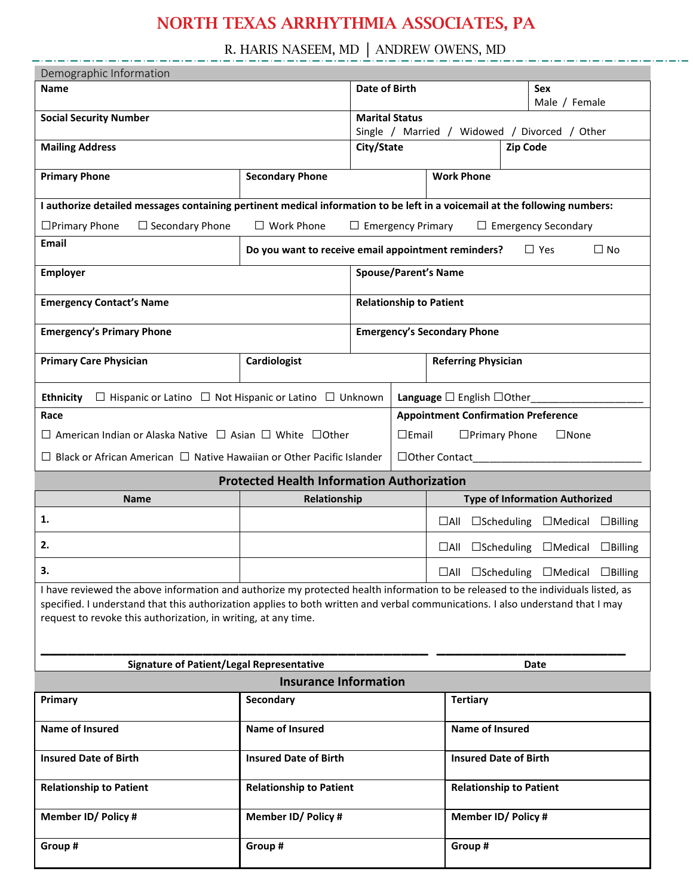# NORTH TEXAS ARRHYTHMIA ASSOCIATES, PA

R. HARIS NASEEM, MD | ANDREW OWENS, MD

## Demographic Information

| **Name** | **Date of Birth** | **Sex** Male / Female |
|---|---|---|
| **Social Security Number** | **Marital Status** Single / Married / Widowed / Divorced / Other | |
| **Mailing Address** | **City/State** | **Zip Code** |

| **Primary Phone** | **Secondary Phone** | **Work Phone** |
|---|---|---|

**I authorize detailed messages containing pertinent medical information to be left in a voicemail at the following numbers:**

☐ Primary Phone ☐ Secondary Phone ☐ Work Phone ☐ Emergency Primary ☐ Emergency Secondary

| **Email** | **Do you want to receive email appointment reminders?** ☐ Yes ☐ No |
|---|---|
| **Employer** | **Spouse/Parent's Name** |
| **Emergency Contact's Name** | **Relationship to Patient** |
| **Emergency's Primary Phone** | **Emergency's Secondary Phone** |

| **Primary Care Physician** | **Cardiologist** | **Referring Physician** |
|---|---|---|

**Ethnicity** ☐ Hispanic or Latino ☐ Not Hispanic or Latino ☐ Unknown

**Language** ☐ English ☐ Other____________________

**Race**

☐ American Indian or Alaska Native ☐ Asian ☐ White ☐ Other

☐ Black or African American ☐ Native Hawaiian or Other Pacific Islander

**Appointment Confirmation Preference**

☐ Email ☐ Primary Phone ☐ None

☐ Other Contact______________________________

## Protected Health Information Authorization

| Name | Relationship | Type of Information Authorized |
|---|---|---|
| 1. | | ☐ All ☐ Scheduling ☐ Medical ☐ Billing |
| 2. | | ☐ All ☐ Scheduling ☐ Medical ☐ Billing |
| 3. | | ☐ All ☐ Scheduling ☐ Medical ☐ Billing |

I have reviewed the above information and authorize my protected health information to be released to the individuals listed, as specified. I understand that this authorization applies to both written and verbal communications. I also understand that I may request to revoke this authorization, in writing, at any time.

_____________________________________________ ____________________________

**Signature of Patient/Legal Representative** **Date**

## Insurance Information

| **Primary** | **Secondary** | **Tertiary** |
|---|---|---|
| **Name of Insured** | **Name of Insured** | **Name of Insured** |
| **Insured Date of Birth** | **Insured Date of Birth** | **Insured Date of Birth** |
| **Relationship to Patient** | **Relationship to Patient** | **Relationship to Patient** |
| **Member ID/ Policy #** | **Member ID/ Policy #** | **Member ID/ Policy #** |
| **Group #** | **Group #** | **Group #** |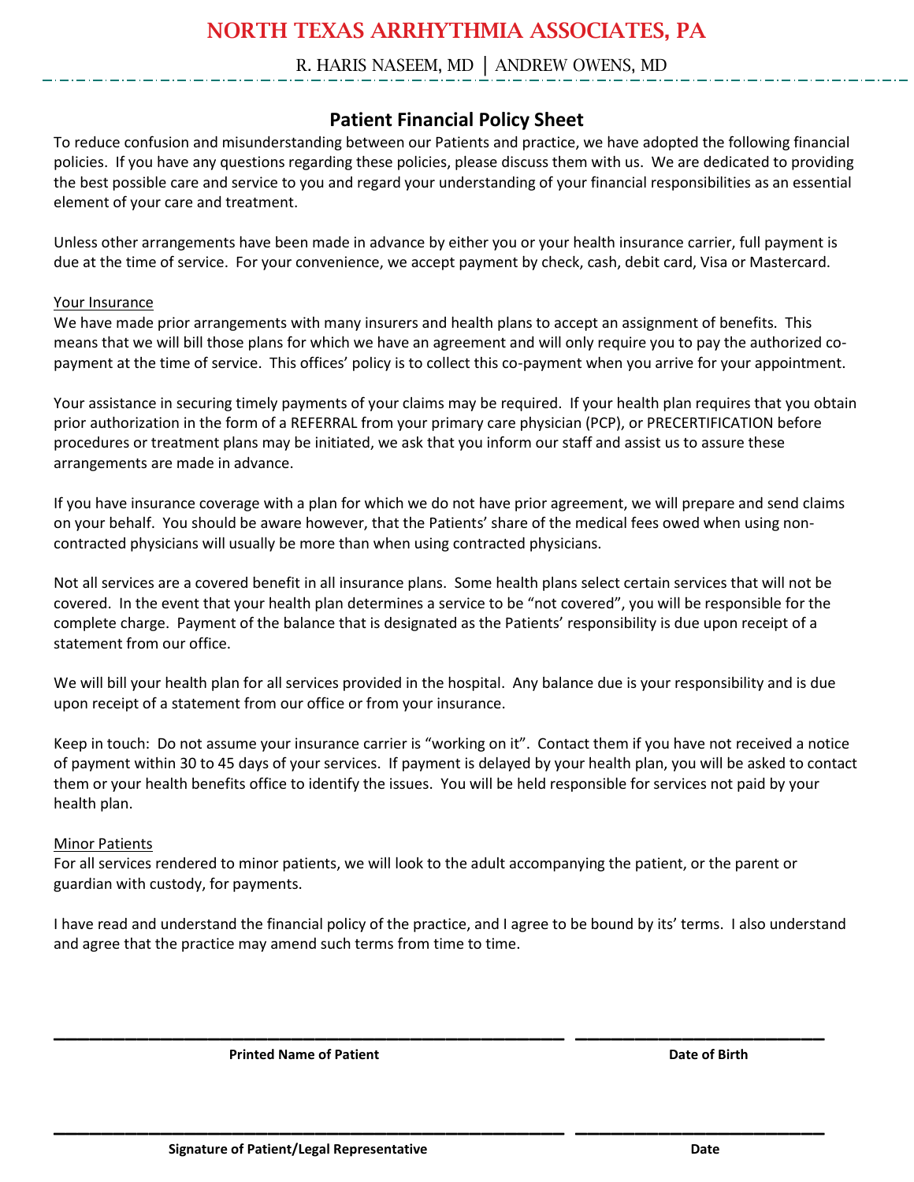# NORTH TEXAS ARRHYTHMIA ASSOCIATES, PA

R. HARIS NASEEM, MD | ANDREW OWENS, MD

## Patient Financial Policy Sheet

To reduce confusion and misunderstanding between our Patients and practice, we have adopted the following financial policies. If you have any questions regarding these policies, please discuss them with us. We are dedicated to providing the best possible care and service to you and regard your understanding of your financial responsibilities as an essential element of your care and treatment.

Unless other arrangements have been made in advance by either you or your health insurance carrier, full payment is due at the time of service. For your convenience, we accept payment by check, cash, debit card, Visa or Mastercard.

### Your Insurance

We have made prior arrangements with many insurers and health plans to accept an assignment of benefits. This means that we will bill those plans for which we have an agreement and will only require you to pay the authorized co-payment at the time of service. This offices' policy is to collect this co-payment when you arrive for your appointment.

Your assistance in securing timely payments of your claims may be required. If your health plan requires that you obtain prior authorization in the form of a REFERRAL from your primary care physician (PCP), or PRECERTIFICATION before procedures or treatment plans may be initiated, we ask that you inform our staff and assist us to assure these arrangements are made in advance.

If you have insurance coverage with a plan for which we do not have prior agreement, we will prepare and send claims on your behalf. You should be aware however, that the Patients' share of the medical fees owed when using non-contracted physicians will usually be more than when using contracted physicians.

Not all services are a covered benefit in all insurance plans. Some health plans select certain services that will not be covered. In the event that your health plan determines a service to be "not covered", you will be responsible for the complete charge. Payment of the balance that is designated as the Patients' responsibility is due upon receipt of a statement from our office.

We will bill your health plan for all services provided in the hospital. Any balance due is your responsibility and is due upon receipt of a statement from our office or from your insurance.

Keep in touch: Do not assume your insurance carrier is "working on it". Contact them if you have not received a notice of payment within 30 to 45 days of your services. If payment is delayed by your health plan, you will be asked to contact them or your health benefits office to identify the issues. You will be held responsible for services not paid by your health plan.

### Minor Patients

For all services rendered to minor patients, we will look to the adult accompanying the patient, or the parent or guardian with custody, for payments.

I have read and understand the financial policy of the practice, and I agree to be bound by its' terms. I also understand and agree that the practice may amend such terms from time to time.

\_\_\_\_\_\_\_\_\_\_\_\_\_\_\_\_\_\_\_\_\_\_\_\_\_\_\_\_\_\_\_\_\_\_\_\_\_\_\_\_ \_\_\_\_\_\_\_\_\_\_\_\_\_\_\_\_\_\_\_\_\_\_\_\_\_\_

**Printed Name of Patient** **Date of Birth**

\_\_\_\_\_\_\_\_\_\_\_\_\_\_\_\_\_\_\_\_\_\_\_\_\_\_\_\_\_\_\_\_\_\_\_\_\_\_\_\_ \_\_\_\_\_\_\_\_\_\_\_\_\_\_\_\_\_\_\_\_\_\_\_\_\_\_

**Signature of Patient/Legal Representative** **Date**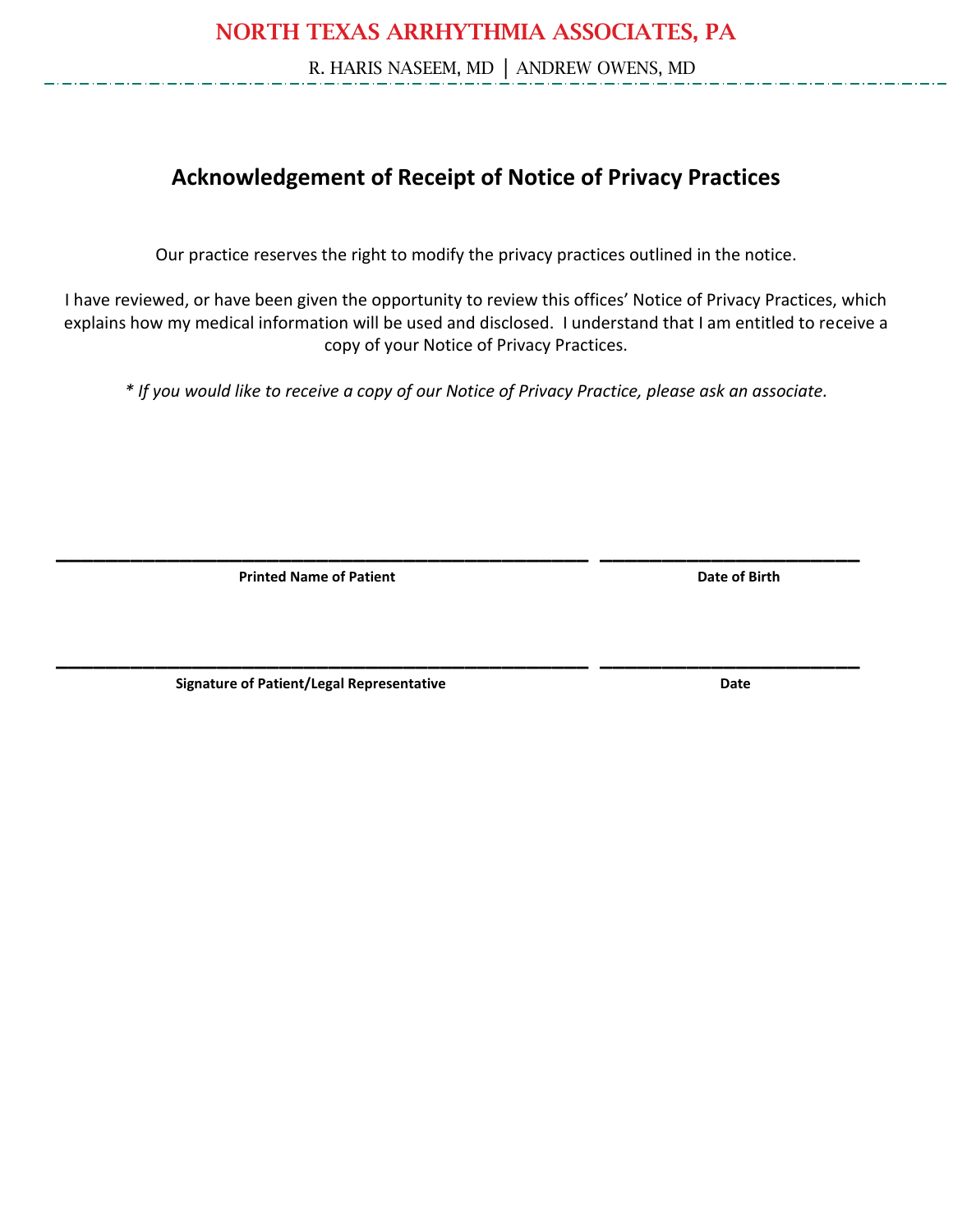# NORTH TEXAS ARRHYTHMIA ASSOCIATES, PA

R. HARIS NASEEM, MD | ANDREW OWENS, MD

## Acknowledgement of Receipt of Notice of Privacy Practices

Our practice reserves the right to modify the privacy practices outlined in the notice.

I have reviewed, or have been given the opportunity to review this offices' Notice of Privacy Practices, which explains how my medical information will be used and disclosed. I understand that I am entitled to receive a copy of your Notice of Privacy Practices.

*\* If you would like to receive a copy of our Notice of Privacy Practice, please ask an associate.*

______________________________________________ ______________________

**Printed Name of Patient** **Date of Birth**

______________________________________________ ______________________

**Signature of Patient/Legal Representative** **Date**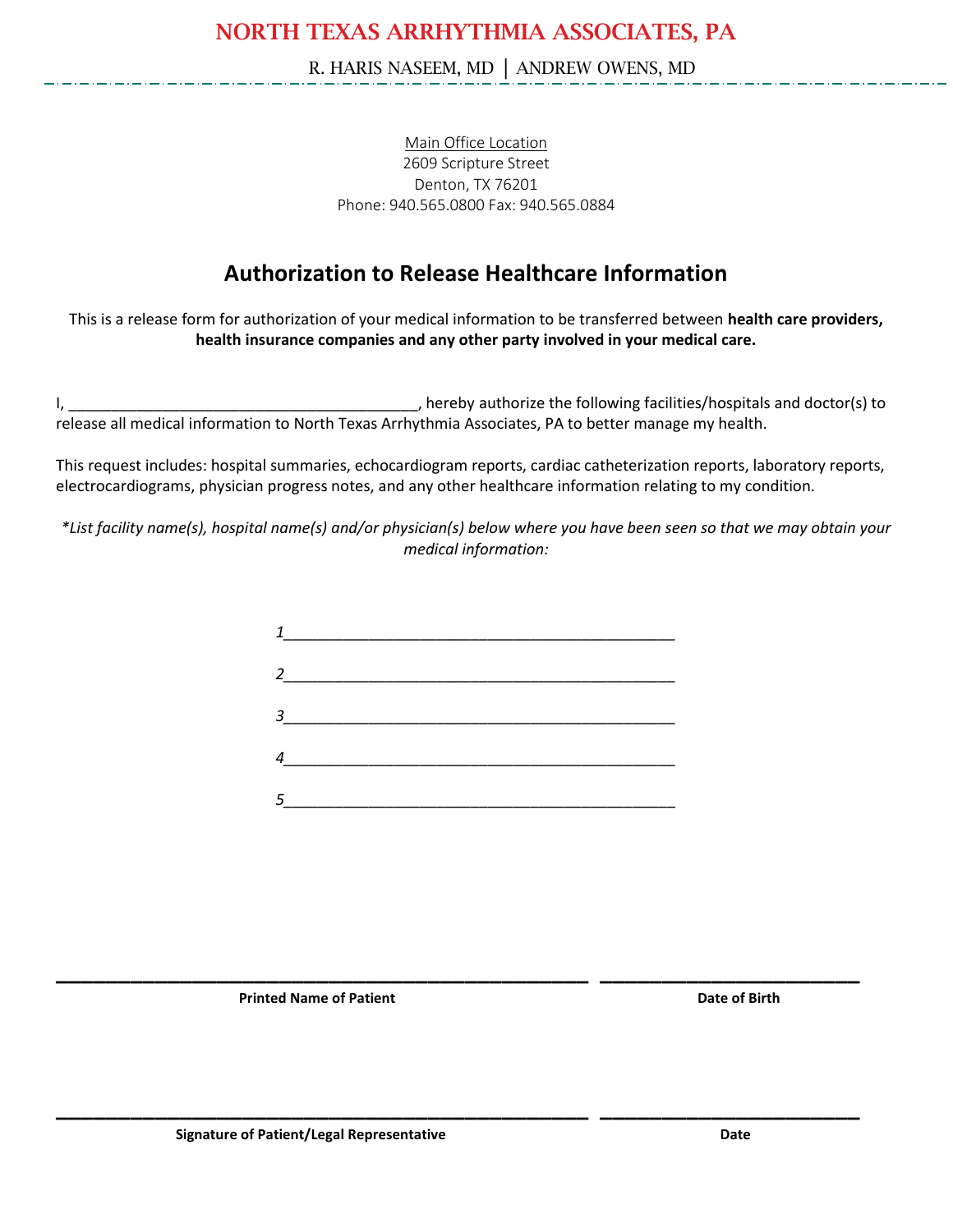# NORTH TEXAS ARRHYTHMIA ASSOCIATES, PA

R. HARIS NASEEM, MD | ANDREW OWENS, MD

Main Office Location
2609 Scripture Street
Denton, TX 76201
Phone: 940.565.0800 Fax: 940.565.0884

## Authorization to Release Healthcare Information

This is a release form for authorization of your medical information to be transferred between **health care providers, health insurance companies and any other party involved in your medical care.**

I, ________________________________________, hereby authorize the following facilities/hospitals and doctor(s) to release all medical information to North Texas Arrhythmia Associates, PA to better manage my health.

This request includes: hospital summaries, echocardiogram reports, cardiac catheterization reports, laboratory reports, electrocardiograms, physician progress notes, and any other healthcare information relating to my condition.

*\*List facility name(s), hospital name(s) and/or physician(s) below where you have been seen so that we may obtain your medical information:*

1_____________________________________________

2_____________________________________________

3_____________________________________________

4_____________________________________________

5_____________________________________________

______________________________________________ ________________________

**Printed Name of Patient** **Date of Birth**

______________________________________________ ________________________

**Signature of Patient/Legal Representative** **Date**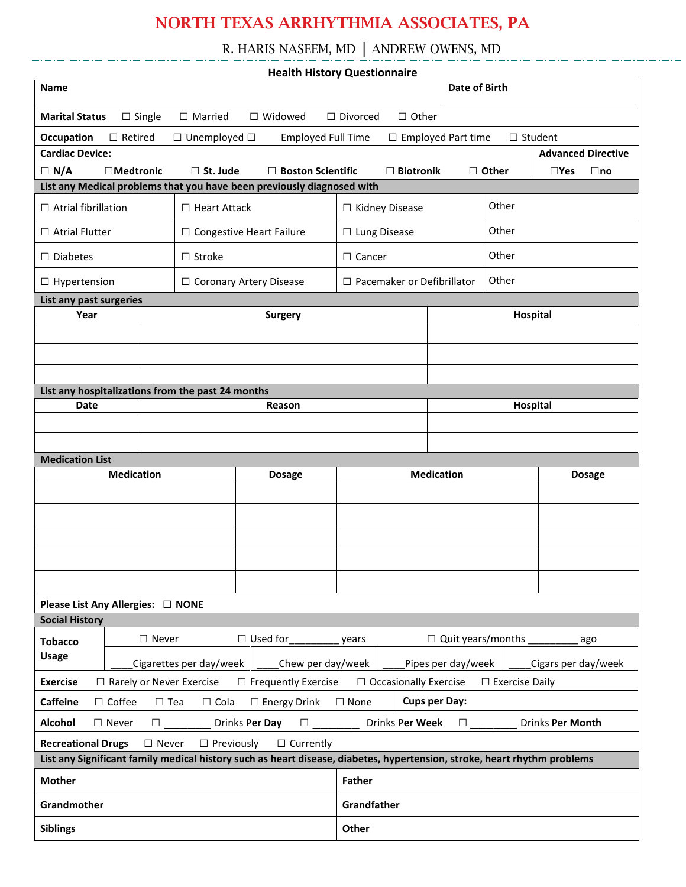# NORTH TEXAS ARRHYTHMIA ASSOCIATES, PA

R. HARIS NASEEM, MD | ANDREW OWENS, MD

## Health History Questionnaire

| **Name** | **Date of Birth** |
|---|---|
| | |

**Marital Status** ☐ Single ☐ Married ☐ Widowed ☐ Divorced ☐ Other

**Occupation** ☐ Retired ☐ Unemployed ☐ Employed Full Time ☐ Employed Part time ☐ Student

**Cardiac Device:** ☐ **N/A** ☐**Medtronic** ☐ **St. Jude** ☐ **Boston Scientific** ☐ **Biotronik** ☐ **Other**

**Advanced Directive** ☐**Yes** ☐**no**

**List any Medical problems that you have been previously diagnosed with**

| | | | |
|---|---|---|---|
| ☐ Atrial fibrillation | ☐ Heart Attack | ☐ Kidney Disease | Other |
| ☐ Atrial Flutter | ☐ Congestive Heart Failure | ☐ Lung Disease | Other |
| ☐ Diabetes | ☐ Stroke | ☐ Cancer | Other |
| ☐ Hypertension | ☐ Coronary Artery Disease | ☐ Pacemaker or Defibrillator | Other |

**List any past surgeries**

| Year | Surgery | Hospital |
|---|---|---|
| | | |
| | | |
| | | |

**List any hospitalizations from the past 24 months**

| Date | Reason | Hospital |
|---|---|---|
| | | |
| | | |

**Medication List**

| Medication | Dosage | Medication | Dosage |
|---|---|---|---|
| | | | |
| | | | |
| | | | |
| | | | |
| | | | |

**Please List Any Allergies:** ☐ **NONE**

**Social History**

**Tobacco Usage** ☐ Never ☐ Used for________ years ☐ Quit years/months ________ ago

____Cigarettes per day/week ____Chew per day/week ____Pipes per day/week ____Cigars per day/week

**Exercise** ☐ Rarely or Never Exercise ☐ Frequently Exercise ☐ Occasionally Exercise ☐ Exercise Daily

**Caffeine** ☐ Coffee ☐ Tea ☐ Cola ☐ Energy Drink ☐ None **Cups per Day:**

**Alcohol** ☐ Never ☐ ________ Drinks **Per Day** ☐ ________ Drinks **Per Week** ☐ ________ Drinks **Per Month**

**Recreational Drugs** ☐ Never ☐ Previously ☐ Currently

**List any Significant family medical history such as heart disease, diabetes, hypertension, stroke, heart rhythm problems**

| | |
|---|---|
| **Mother** | **Father** |
| **Grandmother** | **Grandfather** |
| **Siblings** | **Other** |